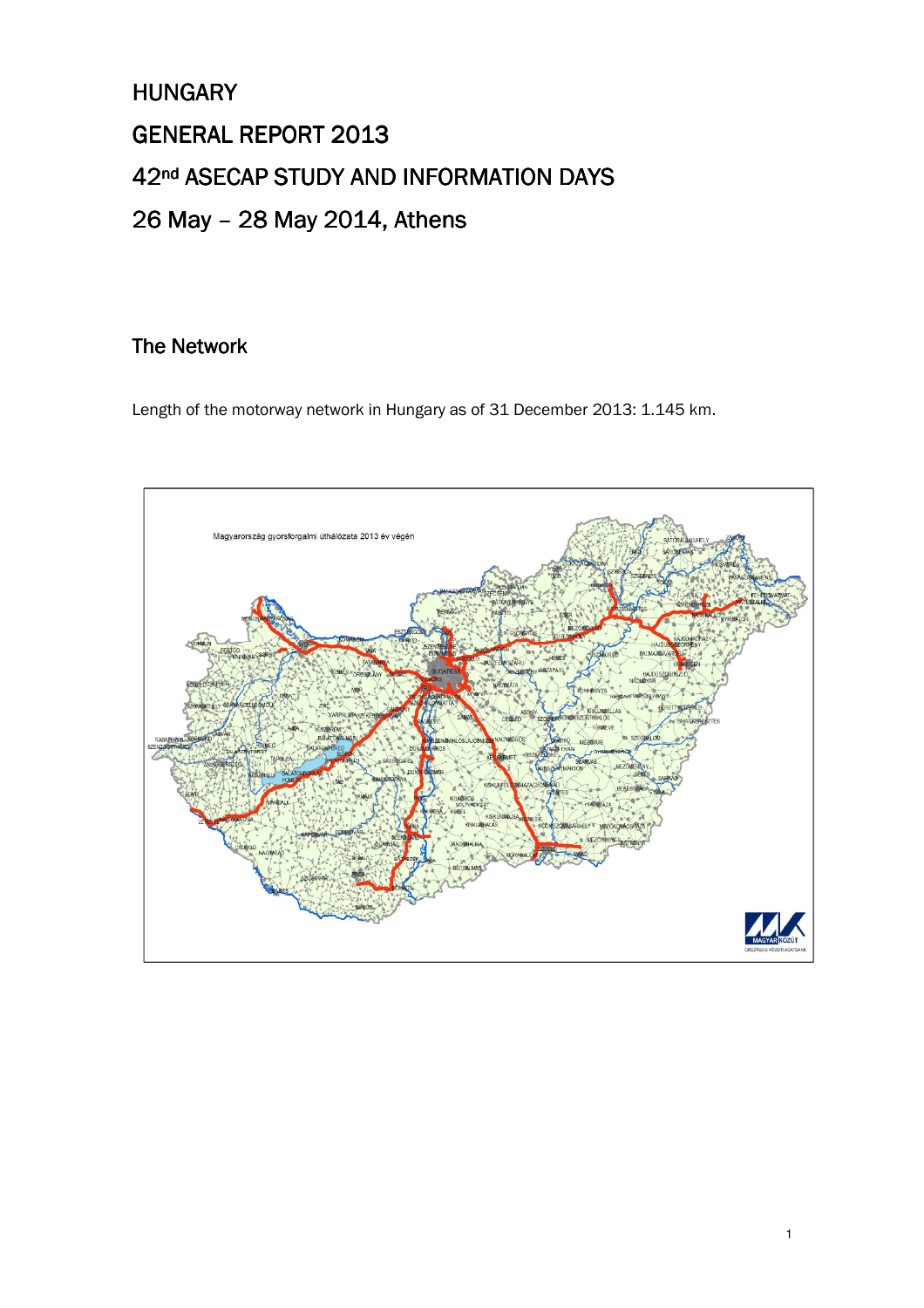# HUNGARY

# GENERAL REPORT 2013

# 42nd ASECAP STUDY AND INFORMATION DAYS

# 26 May – 28 May 2014, Athens

## The Network

Length of the motorway network in Hungary as of 31 December 2013: 1.145 km.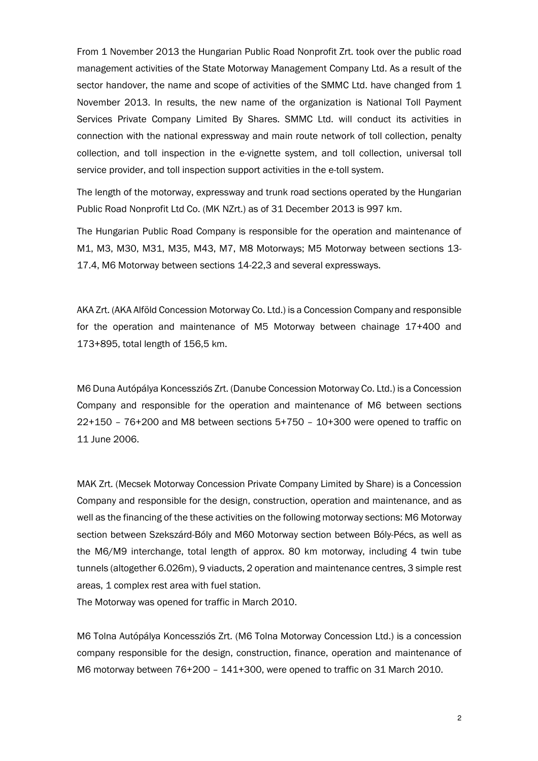From 1 November 2013 the Hungarian Public Road Nonprofit Zrt. took over the public road management activities of the State Motorway Management Company Ltd. As a result of the sector handover, the name and scope of activities of the SMMC Ltd. have changed from 1 November 2013. In results, the new name of the organization is National Toll Payment Services Private Company Limited By Shares. SMMC Ltd. will conduct its activities in connection with the national expressway and main route network of toll collection, penalty collection, and toll inspection in the e-vignette system, and toll collection, universal toll service provider, and toll inspection support activities in the e-toll system.

The length of the motorway, expressway and trunk road sections operated by the Hungarian Public Road Nonprofit Ltd Co. (MK NZrt.) as of 31 December 2013 is 997 km.

The Hungarian Public Road Company is responsible for the operation and maintenance of M1, M3, M30, M31, M35, M43, M7, M8 Motorways; M5 Motorway between sections 13-17.4, M6 Motorway between sections 14-22,3 and several expressways.

AKA Zrt. (AKA Alföld Concession Motorway Co. Ltd.) is a Concession Company and responsible for the operation and maintenance of M5 Motorway between chainage 17+400 and 173+895, total length of 156,5 km.

M6 Duna Autópálya Koncessziós Zrt. (Danube Concession Motorway Co. Ltd.) is a Concession Company and responsible for the operation and maintenance of M6 between sections 22+150 – 76+200 and M8 between sections 5+750 – 10+300 were opened to traffic on 11 June 2006.

MAK Zrt. (Mecsek Motorway Concession Private Company Limited by Share) is a Concession Company and responsible for the design, construction, operation and maintenance, and as well as the financing of the these activities on the following motorway sections: M6 Motorway section between Szekszárd-Bóly and M60 Motorway section between Bóly-Pécs, as well as the M6/M9 interchange, total length of approx. 80 km motorway, including 4 twin tube tunnels (altogether 6.026m), 9 viaducts, 2 operation and maintenance centres, 3 simple rest areas, 1 complex rest area with fuel station.

The Motorway was opened for traffic in March 2010.

M6 Tolna Autópálya Koncessziós Zrt. (M6 Tolna Motorway Concession Ltd.) is a concession company responsible for the design, construction, finance, operation and maintenance of M6 motorway between 76+200 – 141+300, were opened to traffic on 31 March 2010.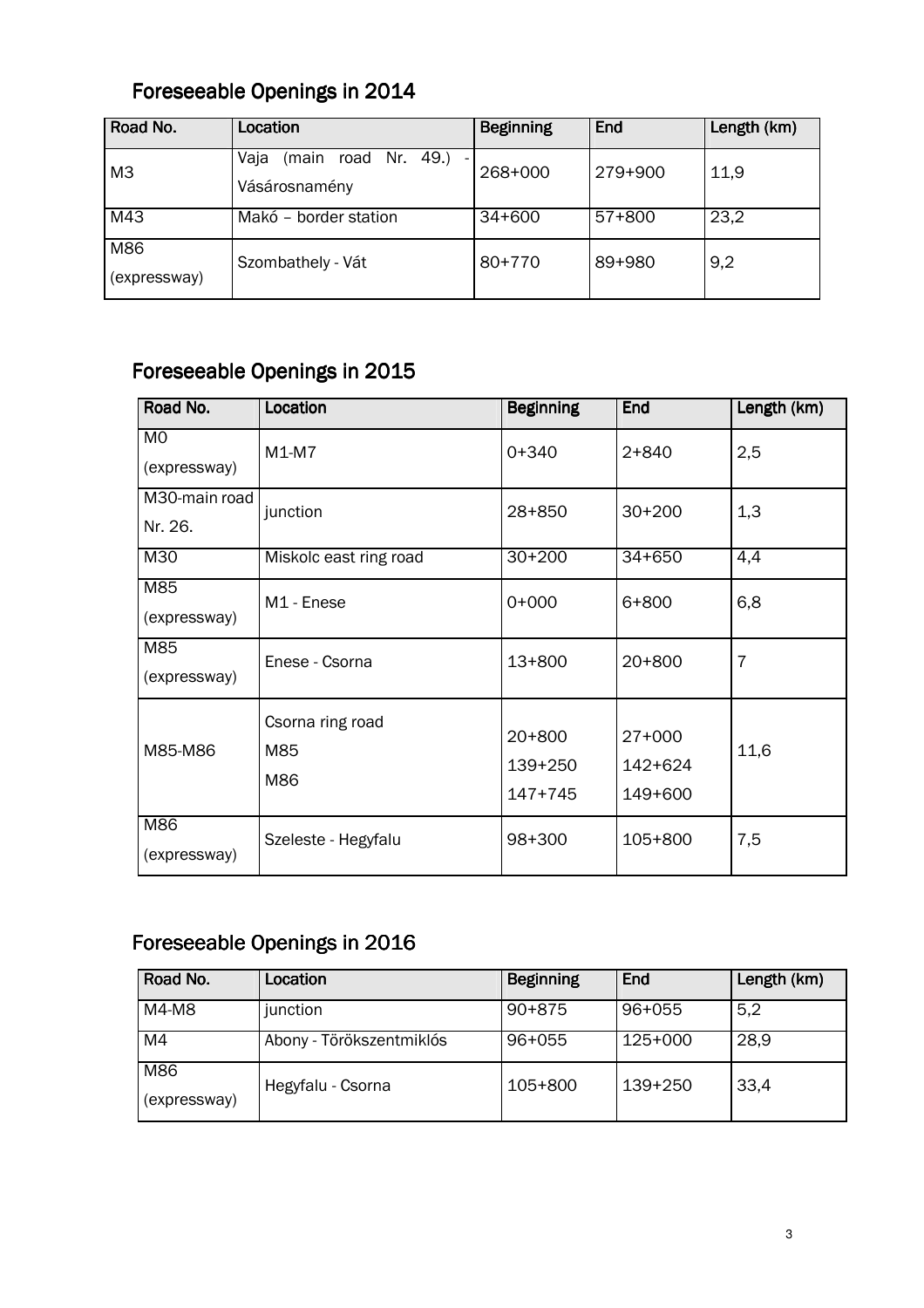## Foreseeable Openings in 2014

| Road No. | Location | Beginning | End | Length (km) |
|---|---|---|---|---|
| M3 | Vaja (main road Nr. 49.) - Vásárosnamény | 268+000 | 279+900 | 11,9 |
| M43 | Makó – border station | 34+600 | 57+800 | 23,2 |
| M86 (expressway) | Szombathely - Vát | 80+770 | 89+980 | 9,2 |

## Foreseeable Openings in 2015

| Road No. | Location | Beginning | End | Length (km) |
|---|---|---|---|---|
| M0 (expressway) | M1-M7 | 0+340 | 2+840 | 2,5 |
| M30-main road Nr. 26. | junction | 28+850 | 30+200 | 1,3 |
| M30 | Miskolc east ring road | 30+200 | 34+650 | 4,4 |
| M85 (expressway) | M1 - Enese | 0+000 | 6+800 | 6,8 |
| M85 (expressway) | Enese - Csorna | 13+800 | 20+800 | 7 |
| M85-M86 | Csorna ring road<br>M85<br>M86 | 20+800<br>139+250<br>147+745 | 27+000<br>142+624<br>149+600 | 11,6 |
| M86 (expressway) | Szeleste - Hegyfalu | 98+300 | 105+800 | 7,5 |

## Foreseeable Openings in 2016

| Road No. | Location | Beginning | End | Length (km) |
|---|---|---|---|---|
| M4-M8 | junction | 90+875 | 96+055 | 5,2 |
| M4 | Abony - Törökszentmiklós | 96+055 | 125+000 | 28,9 |
| M86 (expressway) | Hegyfalu - Csorna | 105+800 | 139+250 | 33,4 |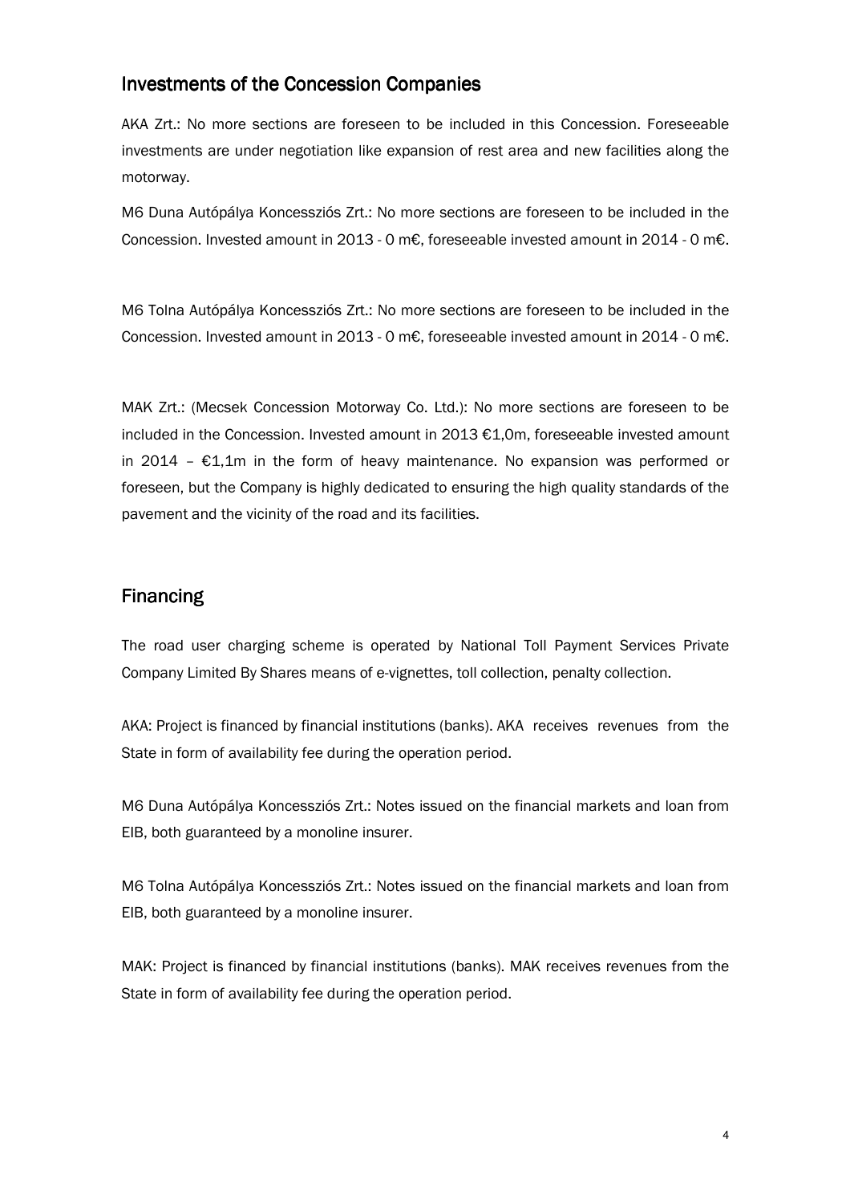## Investments of the Concession Companies

AKA Zrt.: No more sections are foreseen to be included in this Concession. Foreseeable investments are under negotiation like expansion of rest area and new facilities along the motorway.

M6 Duna Autópálya Koncessziós Zrt.: No more sections are foreseen to be included in the Concession. Invested amount in 2013 - 0 m€, foreseeable invested amount in 2014 - 0 m€.

M6 Tolna Autópálya Koncessziós Zrt.: No more sections are foreseen to be included in the Concession. Invested amount in 2013 - 0 m€, foreseeable invested amount in 2014 - 0 m€.

MAK Zrt.: (Mecsek Concession Motorway Co. Ltd.): No more sections are foreseen to be included in the Concession. Invested amount in 2013 €1,0m, foreseeable invested amount in 2014 – €1,1m in the form of heavy maintenance. No expansion was performed or foreseen, but the Company is highly dedicated to ensuring the high quality standards of the pavement and the vicinity of the road and its facilities.

## Financing

The road user charging scheme is operated by National Toll Payment Services Private Company Limited By Shares means of e-vignettes, toll collection, penalty collection.

AKA: Project is financed by financial institutions (banks). AKA receives revenues from the State in form of availability fee during the operation period.

M6 Duna Autópálya Koncessziós Zrt.: Notes issued on the financial markets and loan from EIB, both guaranteed by a monoline insurer.

M6 Tolna Autópálya Koncessziós Zrt.: Notes issued on the financial markets and loan from EIB, both guaranteed by a monoline insurer.

MAK: Project is financed by financial institutions (banks). MAK receives revenues from the State in form of availability fee during the operation period.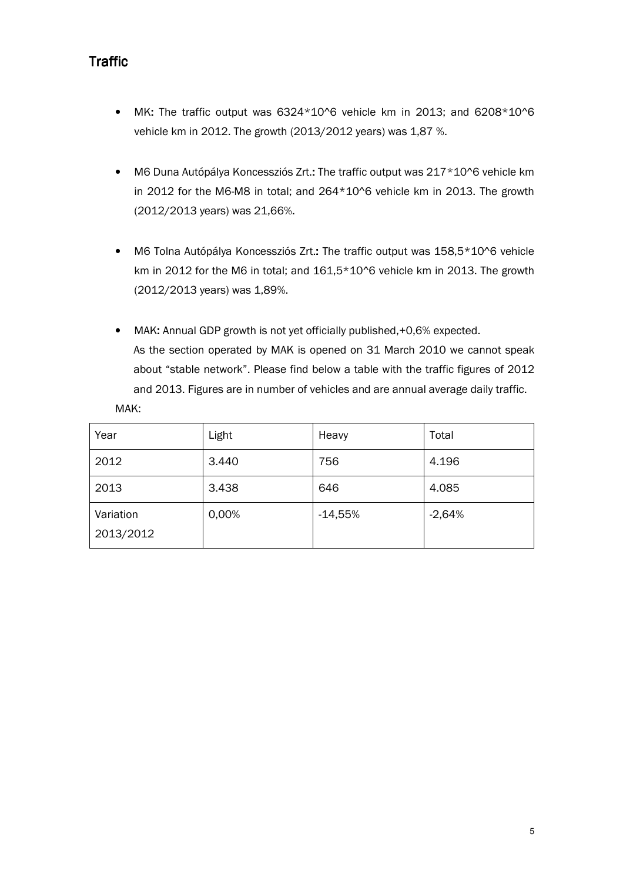## Traffic

- MK: The traffic output was $6324*10^6$ vehicle km in 2013; and $6208*10^6$ vehicle km in 2012. The growth (2013/2012 years) was 1,87 %.

- M6 Duna Autópálya Koncessziós Zrt.: The traffic output was $217*10^6$ vehicle km in 2012 for the M6-M8 in total; and $264*10^6$ vehicle km in 2013. The growth (2012/2013 years) was 21,66%.

- M6 Tolna Autópálya Koncessziós Zrt.: The traffic output was $158,5*10^6$ vehicle km in 2012 for the M6 in total; and $161,5*10^6$ vehicle km in 2013. The growth (2012/2013 years) was 1,89%.

- MAK: Annual GDP growth is not yet officially published,+0,6% expected.
  As the section operated by MAK is opened on 31 March 2010 we cannot speak about "stable network". Please find below a table with the traffic figures of 2012 and 2013. Figures are in number of vehicles and are annual average daily traffic.

MAK:

| Year | Light | Heavy | Total |
|---|---|---|---|
| 2012 | 3.440 | 756 | 4.196 |
| 2013 | 3.438 | 646 | 4.085 |
| Variation 2013/2012 | 0,00% | -14,55% | -2,64% |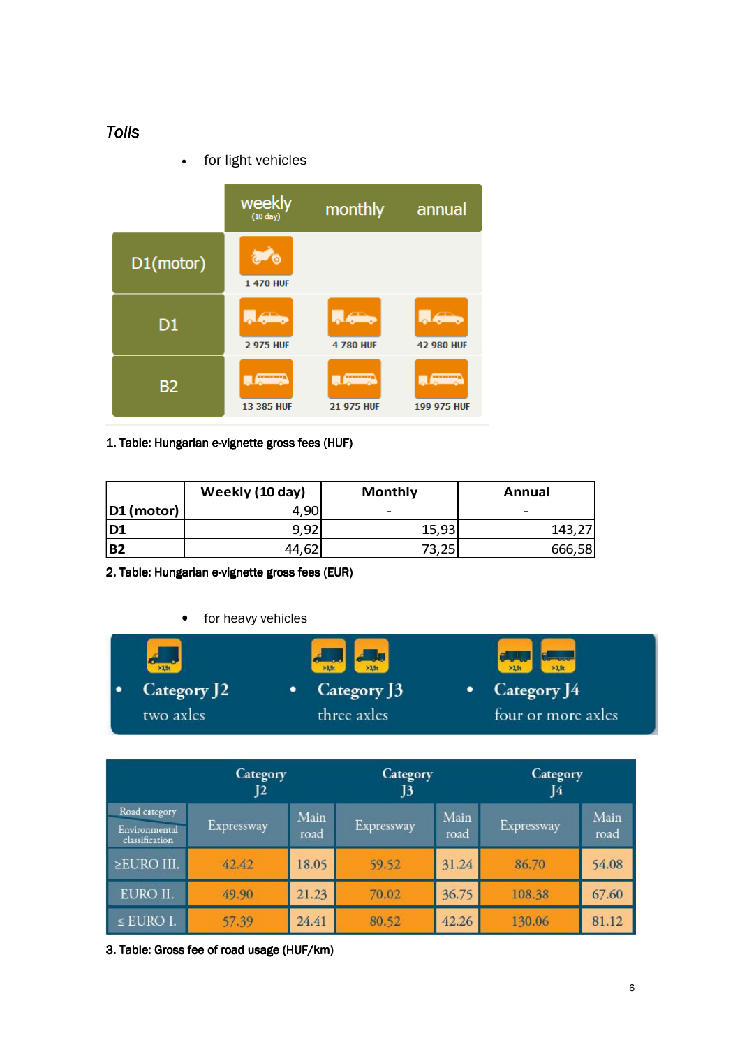*Tolls*

- for light vehicles

| | weekly (10 day) | monthly | annual |
|---|---|---|---|
| D1(motor) | 1 470 HUF | | |
| D1 | 2 975 HUF | 4 780 HUF | 42 980 HUF |
| B2 | 13 385 HUF | 21 975 HUF | 199 975 HUF |

1. Table: Hungarian e-vignette gross fees (HUF)

| | Weekly (10 day) | Monthly | Annual |
|---|---|---|---|
| **D1 (motor)** | 4,90 | - | - |
| **D1** | 9,92 | 15,93 | 143,27 |
| **B2** | 44,62 | 73,25 | 666,58 |

2. Table: Hungarian e-vignette gross fees (EUR)

- for heavy vehicles

- Category J2 two axles
- Category J3 three axles
- Category J4 four or more axles

| | Category J2 | | Category J3 | | Category J4 | |
|---|---|---|---|---|---|---|
| Road category / Environmental classification | Expressway | Main road | Expressway | Main road | Expressway | Main road |
| ≥EURO III. | 42.42 | 18.05 | 59.52 | 31.24 | 86.70 | 54.08 |
| EURO II. | 49.90 | 21.23 | 70.02 | 36.75 | 108.38 | 67.60 |
| ≤ EURO I. | 57.39 | 24.41 | 80.52 | 42.26 | 130.06 | 81.12 |

3. Table: Gross fee of road usage (HUF/km)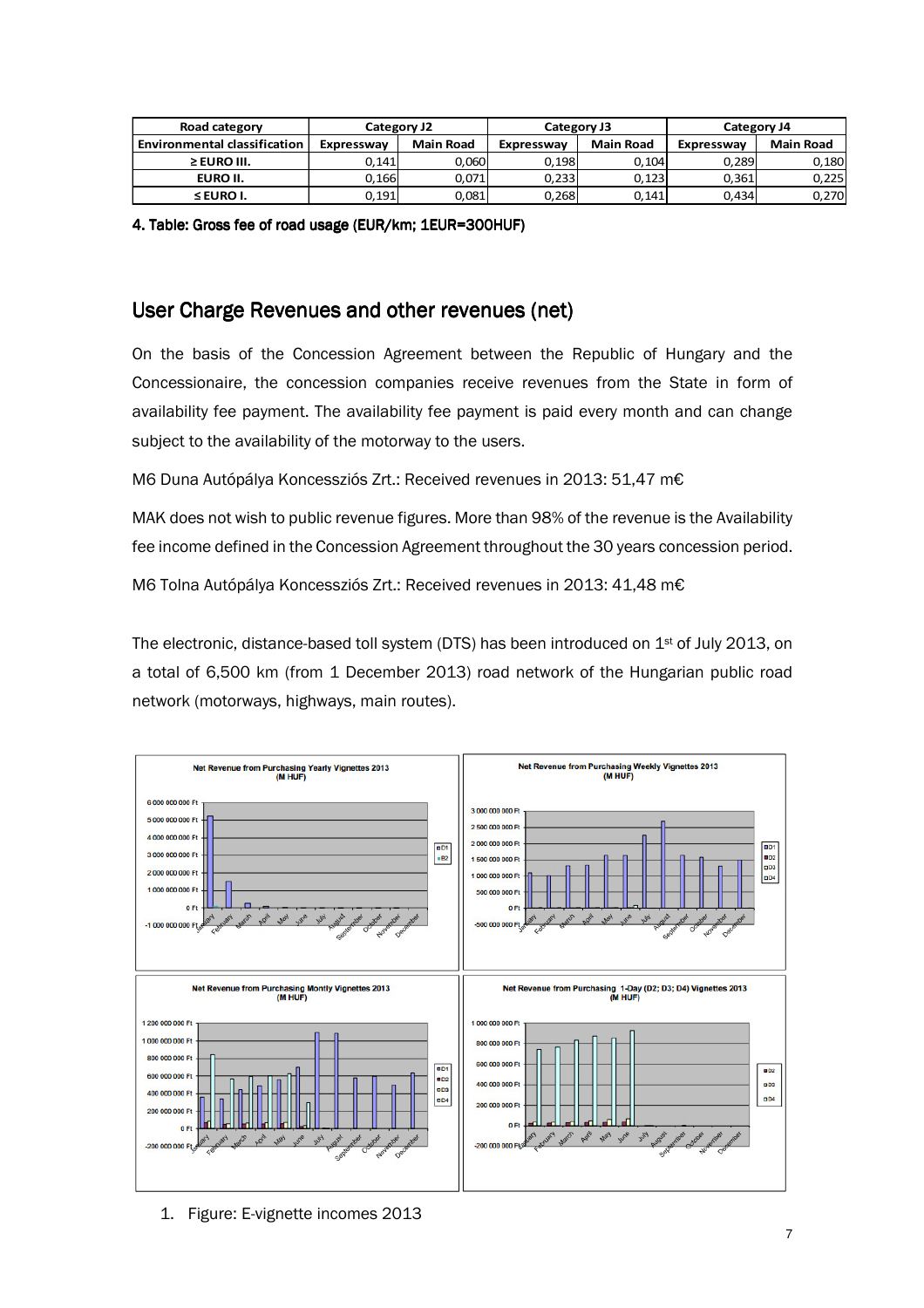| Road category | Category J2 | | Category J3 | | Category J4 | |
|---|---|---|---|---|---|---|
| Environmental classification | Expressway | Main Road | Expressway | Main Road | Expressway | Main Road |
| ≥ EURO III. | 0,141 | 0,060 | 0,198 | 0,104 | 0,289 | 0,180 |
| EURO II. | 0,166 | 0,071 | 0,233 | 0,123 | 0,361 | 0,225 |
| ≤ EURO I. | 0,191 | 0,081 | 0,268 | 0,141 | 0,434 | 0,270 |

**4. Table: Gross fee of road usage (EUR/km; 1EUR=300HUF)**

## User Charge Revenues and other revenues (net)

On the basis of the Concession Agreement between the Republic of Hungary and the Concessionaire, the concession companies receive revenues from the State in form of availability fee payment. The availability fee payment is paid every month and can change subject to the availability of the motorway to the users.

M6 Duna Autópálya Koncessziós Zrt.: Received revenues in 2013: 51,47 m€

MAK does not wish to public revenue figures. More than 98% of the revenue is the Availability fee income defined in the Concession Agreement throughout the 30 years concession period.

M6 Tolna Autópálya Koncessziós Zrt.: Received revenues in 2013: 41,48 m€

The electronic, distance-based toll system (DTS) has been introduced on 1st of July 2013, on a total of 6,500 km (from 1 December 2013) road network of the Hungarian public road network (motorways, highways, main routes).

1. Figure: E-vignette incomes 2013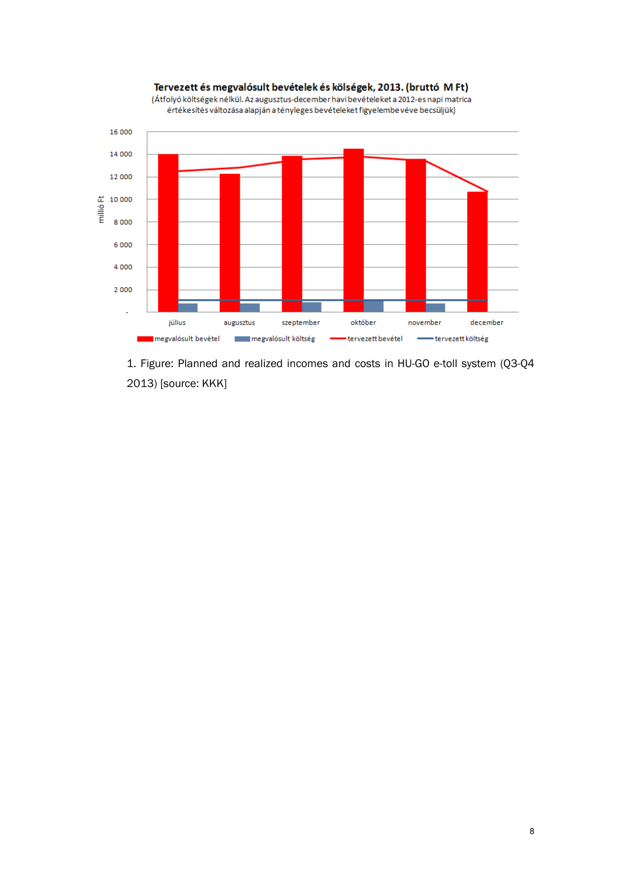1. Figure: Planned and realized incomes and costs in HU-GO e-toll system (Q3-Q4 2013) [source: KKK]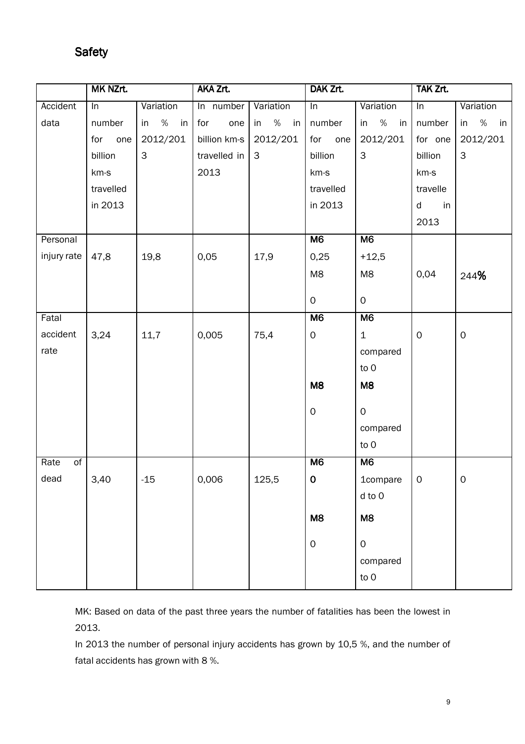## Safety

| | MK NZrt. | | AKA Zrt. | | DAK Zrt. | | TAK Zrt. | |
|---|---|---|---|---|---|---|---|---|
| Accident data | In number for one billion km-s travelled in 2013 | Variation in % in 2012/2013 | In number for one billion km-s travelled in 2013 | Variation in % in 2012/2013 | In number for one billion km-s travelled in 2013 | Variation in % in 2012/2013 | In number for one billion km-s travelled in 2013 | Variation in % in 2012/2013 |
| Personal injury rate | 47,8 | 19,8 | 0,05 | 17,9 | **M6** 0,25 M8 0 | **M6** +12,5 M8 0 | 0,04 | 244**%** |
| Fatal accident rate | 3,24 | 11,7 | 0,005 | 75,4 | **M6** 0 **M8** 0 | **M6** 1 compared to 0 **M8** 0 compared to 0 | 0 | 0 |
| Rate of dead | 3,40 | -15 | 0,006 | 125,5 | **M6** **0** **M8** 0 | **M6** 1compared to 0 **M8** 0 compared to 0 | 0 | 0 |

MK: Based on data of the past three years the number of fatalities has been the lowest in 2013.

In 2013 the number of personal injury accidents has grown by 10,5 %, and the number of fatal accidents has grown with 8 %.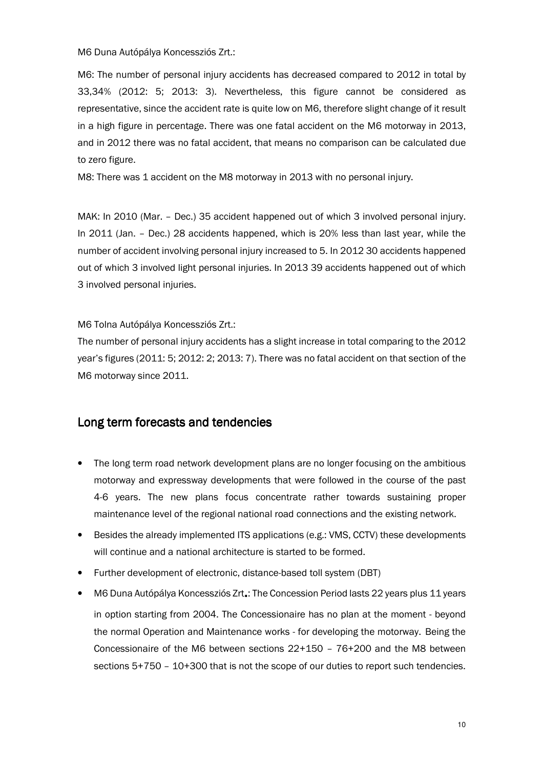M6 Duna Autópálya Koncessziós Zrt.:

M6: The number of personal injury accidents has decreased compared to 2012 in total by 33,34% (2012: 5; 2013: 3). Nevertheless, this figure cannot be considered as representative, since the accident rate is quite low on M6, therefore slight change of it result in a high figure in percentage. There was one fatal accident on the M6 motorway in 2013, and in 2012 there was no fatal accident, that means no comparison can be calculated due to zero figure.

M8: There was 1 accident on the M8 motorway in 2013 with no personal injury.

MAK: In 2010 (Mar. – Dec.) 35 accident happened out of which 3 involved personal injury. In 2011 (Jan. – Dec.) 28 accidents happened, which is 20% less than last year, while the number of accident involving personal injury increased to 5. In 2012 30 accidents happened out of which 3 involved light personal injuries. In 2013 39 accidents happened out of which 3 involved personal injuries.

M6 Tolna Autópálya Koncessziós Zrt.:

The number of personal injury accidents has a slight increase in total comparing to the 2012 year's figures (2011: 5; 2012: 2; 2013: 7). There was no fatal accident on that section of the M6 motorway since 2011.

## Long term forecasts and tendencies

- The long term road network development plans are no longer focusing on the ambitious motorway and expressway developments that were followed in the course of the past 4-6 years. The new plans focus concentrate rather towards sustaining proper maintenance level of the regional national road connections and the existing network.
- Besides the already implemented ITS applications (e.g.: VMS, CCTV) these developments will continue and a national architecture is started to be formed.
- Further development of electronic, distance-based toll system (DBT)
- M6 Duna Autópálya Koncessziós Zrt**.**: The Concession Period lasts 22 years plus 11 years in option starting from 2004. The Concessionaire has no plan at the moment - beyond the normal Operation and Maintenance works - for developing the motorway. Being the Concessionaire of the M6 between sections 22+150 – 76+200 and the M8 between sections 5+750 – 10+300 that is not the scope of our duties to report such tendencies.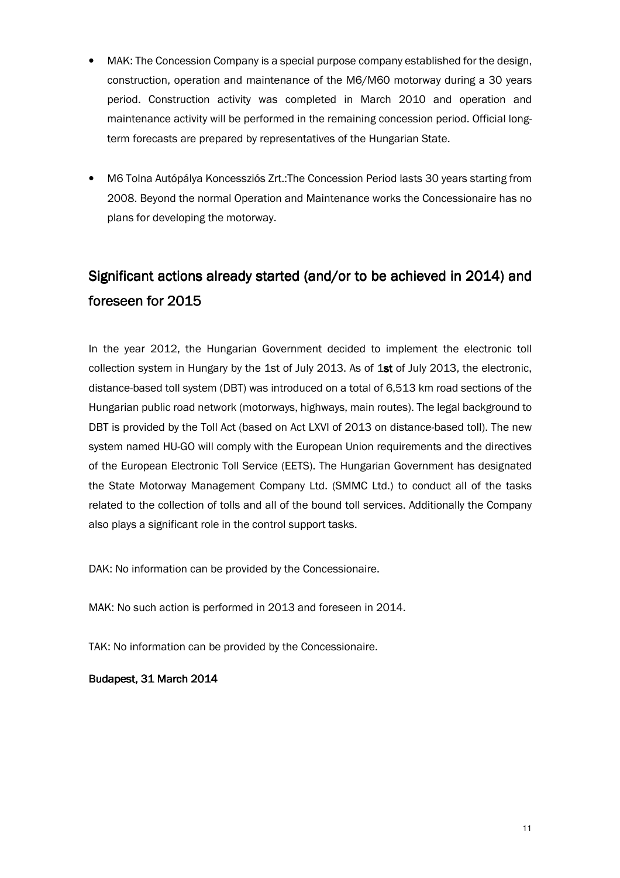- MAK: The Concession Company is a special purpose company established for the design, construction, operation and maintenance of the M6/M60 motorway during a 30 years period. Construction activity was completed in March 2010 and operation and maintenance activity will be performed in the remaining concession period. Official long-term forecasts are prepared by representatives of the Hungarian State.

- M6 Tolna Autópálya Koncessziós Zrt.:The Concession Period lasts 30 years starting from 2008. Beyond the normal Operation and Maintenance works the Concessionaire has no plans for developing the motorway.

## Significant actions already started (and/or to be achieved in 2014) and foreseen for 2015

In the year 2012, the Hungarian Government decided to implement the electronic toll collection system in Hungary by the 1st of July 2013. As of 1**st** of July 2013, the electronic, distance-based toll system (DBT) was introduced on a total of 6,513 km road sections of the Hungarian public road network (motorways, highways, main routes). The legal background to DBT is provided by the Toll Act (based on Act LXVI of 2013 on distance-based toll). The new system named HU-GO will comply with the European Union requirements and the directives of the European Electronic Toll Service (EETS). The Hungarian Government has designated the State Motorway Management Company Ltd. (SMMC Ltd.) to conduct all of the tasks related to the collection of tolls and all of the bound toll services. Additionally the Company also plays a significant role in the control support tasks.

DAK: No information can be provided by the Concessionaire.

MAK: No such action is performed in 2013 and foreseen in 2014.

TAK: No information can be provided by the Concessionaire.

**Budapest, 31 March 2014**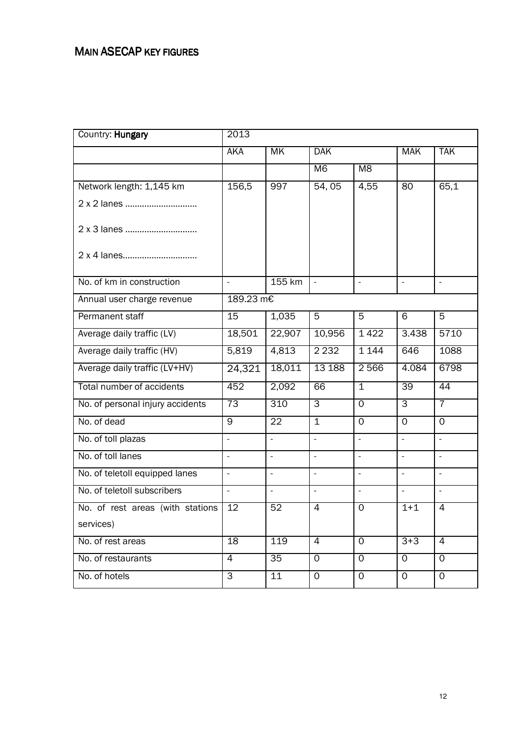# MAIN ASECAP KEY FIGURES

| Country: **Hungary** | 2013 | | | | | |
|---|---|---|---|---|---|---|
| | AKA | MK | DAK | | MAK | TAK |
| | | | M6 | M8 | | |
| Network length: 1,145 km<br>2 x 2 lanes .............................<br>2 x 3 lanes .............................<br>2 x 4 lanes.............................. | 156,5 | 997 | 54, 05 | 4,55 | 80 | 65,1 |
| No. of km in construction | - | 155 km | - | - | - | - |
| Annual user charge revenue | 189.23 m€ | | | | | |
| Permanent staff | 15 | 1,035 | 5 | 5 | 6 | 5 |
| Average daily traffic (LV) | 18,501 | 22,907 | 10,956 | 1 422 | 3.438 | 5710 |
| Average daily traffic (HV) | 5,819 | 4,813 | 2 232 | 1 144 | 646 | 1088 |
| Average daily traffic (LV+HV) | 24,321 | 18,011 | 13 188 | 2 566 | 4.084 | 6798 |
| Total number of accidents | 452 | 2,092 | 66 | 1 | 39 | 44 |
| No. of personal injury accidents | 73 | 310 | 3 | 0 | 3 | 7 |
| No. of dead | 9 | 22 | 1 | 0 | 0 | 0 |
| No. of toll plazas | - | - | - | - | - | - |
| No. of toll lanes | - | - | - | - | - | - |
| No. of teletoll equipped lanes | - | - | - | - | - | - |
| No. of teletoll subscribers | - | - | - | - | - | - |
| No. of rest areas (with stations services) | 12 | 52 | 4 | 0 | 1+1 | 4 |
| No. of rest areas | 18 | 119 | 4 | 0 | 3+3 | 4 |
| No. of restaurants | 4 | 35 | 0 | 0 | 0 | 0 |
| No. of hotels | 3 | 11 | 0 | 0 | 0 | 0 |